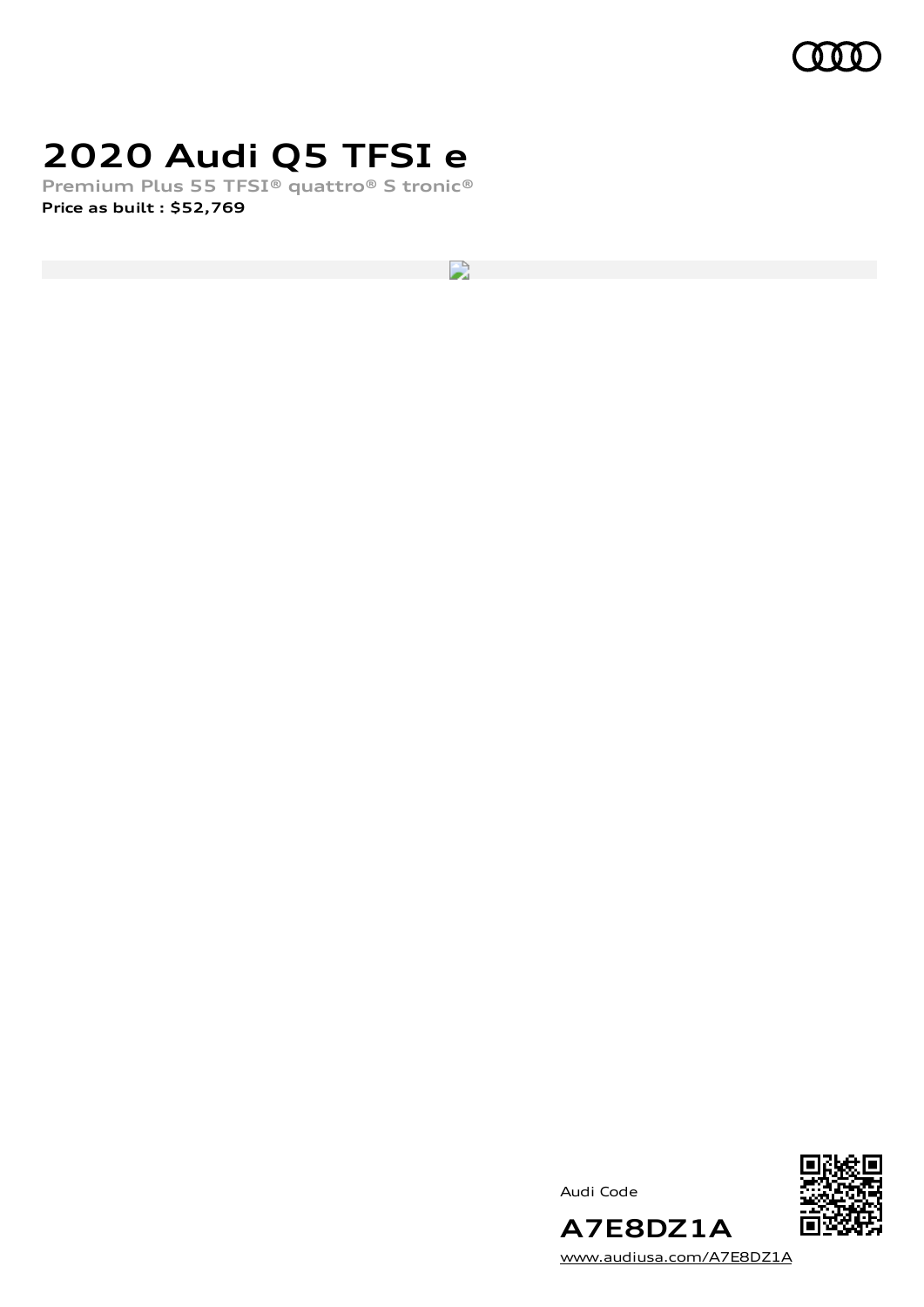# 2020 Audi Q5 TFSI e

Premium Plus 55 TFSI® quattro® S tronic®

**Price as built : $52,769**

Audi Code

## A7E8DZ1A

www.audiusa.com/A7E8DZ1A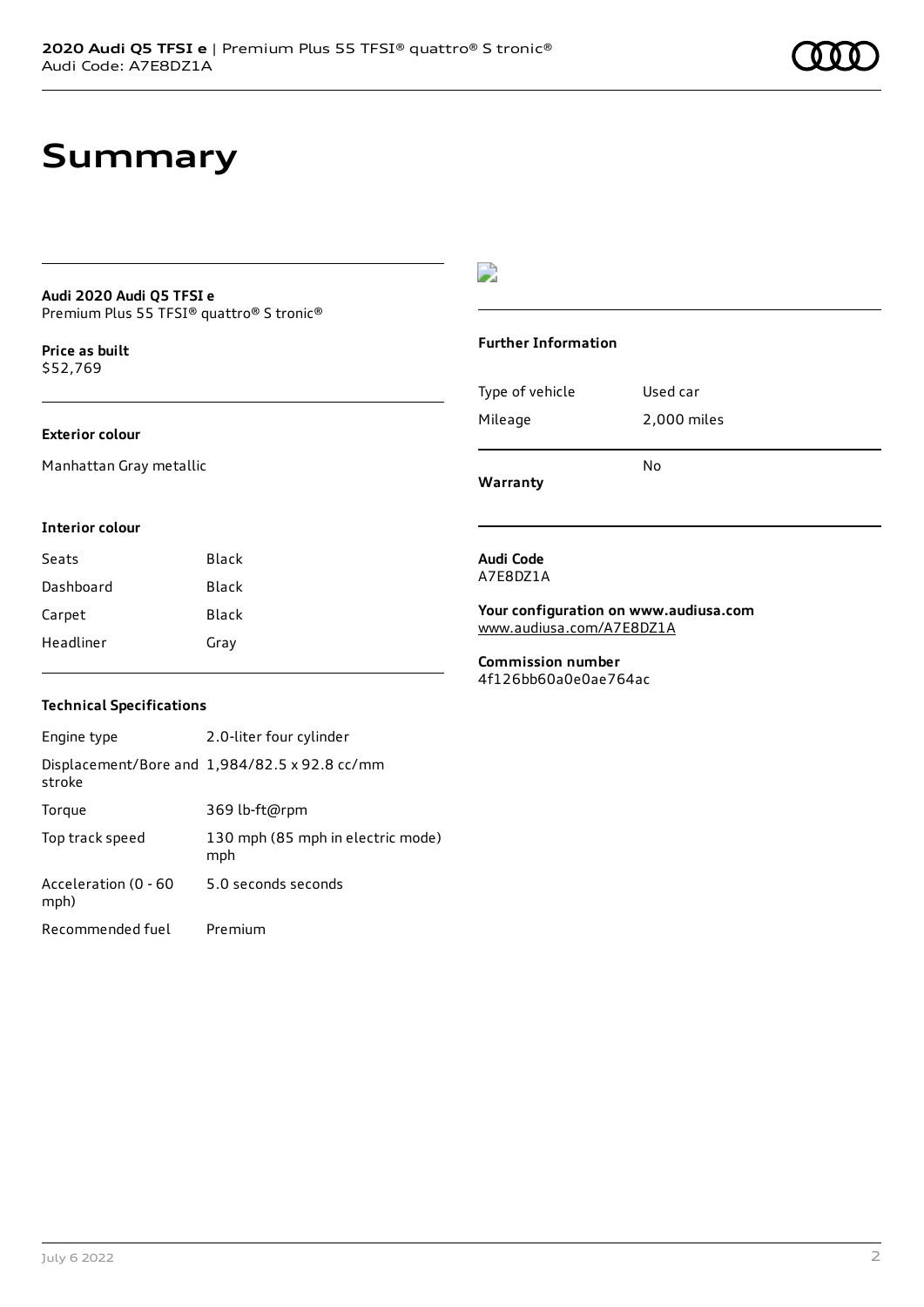# Summary

**Audi 2020 Audi Q5 TFSI e**
Premium Plus 55 TFSI® quattro® S tronic®

**Price as built**
$52,769

### Exterior colour

Manhattan Gray metallic

### Interior colour

| | |
|---|---|
| Seats | Black |
| Dashboard | Black |
| Carpet | Black |
| Headliner | Gray |

### Technical Specifications

| | |
|---|---|
| Engine type | 2.0-liter four cylinder |
| Displacement/Bore and stroke | 1,984/82.5 x 92.8 cc/mm |
| Torque | 369 lb-ft@rpm |
| Top track speed | 130 mph (85 mph in electric mode) mph |
| Acceleration (0 - 60 mph) | 5.0 seconds seconds |
| Recommended fuel | Premium |

### Further Information

| | |
|---|---|
| Type of vehicle | Used car |
| Mileage | 2,000 miles |
| **Warranty** | No |

**Audi Code**
A7E8DZ1A

**Your configuration on www.audiusa.com**
www.audiusa.com/A7E8DZ1A

**Commission number**
4f126bb60a0e0ae764ac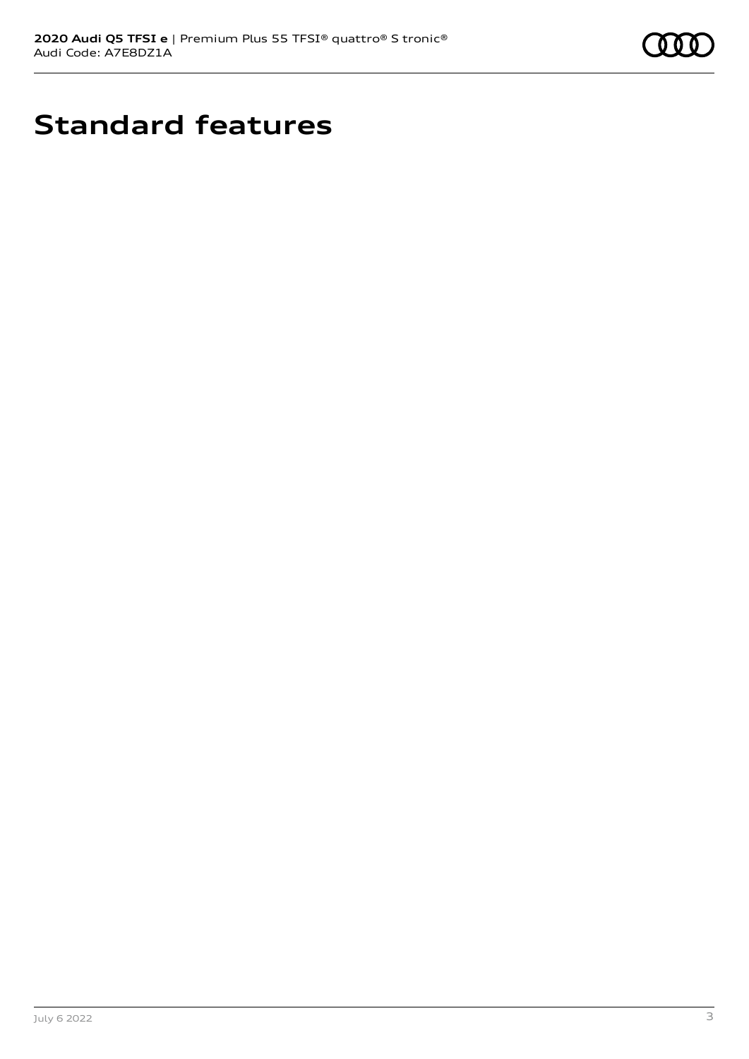# Standard features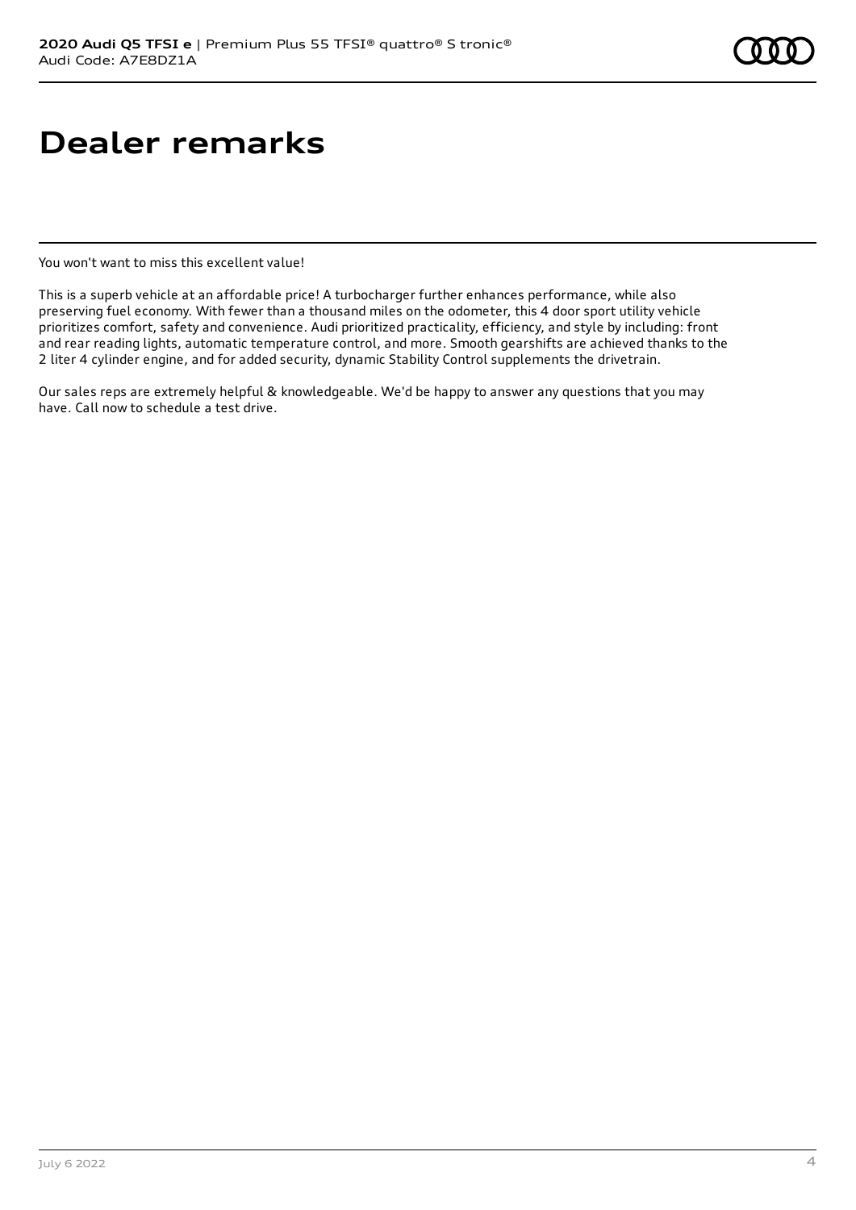# Dealer remarks

You won't want to miss this excellent value!

This is a superb vehicle at an affordable price! A turbocharger further enhances performance, while also preserving fuel economy. With fewer than a thousand miles on the odometer, this 4 door sport utility vehicle prioritizes comfort, safety and convenience. Audi prioritized practicality, efficiency, and style by including: front and rear reading lights, automatic temperature control, and more. Smooth gearshifts are achieved thanks to the 2 liter 4 cylinder engine, and for added security, dynamic Stability Control supplements the drivetrain.

Our sales reps are extremely helpful & knowledgeable. We'd be happy to answer any questions that you may have. Call now to schedule a test drive.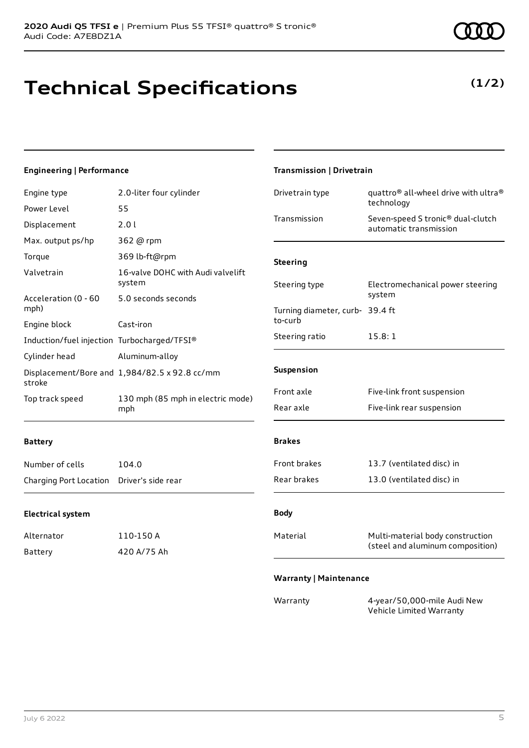**2020 Audi Q5 TFSI e** | Premium Plus 55 TFSI® quattro® S tronic®
Audi Code: A7E8DZ1A

# Technical Specifications

**(1/2)**

### Engineering | Performance

| | |
|---|---|
| Engine type | 2.0-liter four cylinder |
| Power Level | 55 |
| Displacement | 2.0 l |
| Max. output ps/hp | 362 @ rpm |
| Torque | 369 lb-ft@rpm |
| Valvetrain | 16-valve DOHC with Audi valvelift system |
| Acceleration (0 - 60 mph) | 5.0 seconds seconds |
| Engine block | Cast-iron |
| Induction/fuel injection | Turbocharged/TFSI® |
| Cylinder head | Aluminum-alloy |
| Displacement/Bore and stroke | 1,984/82.5 x 92.8 cc/mm |
| Top track speed | 130 mph (85 mph in electric mode) mph |

### Battery

| | |
|---|---|
| Number of cells | 104.0 |
| Charging Port Location | Driver's side rear |

### Electrical system

| | |
|---|---|
| Alternator | 110-150 A |
| Battery | 420 A/75 Ah |

### Transmission | Drivetrain

| | |
|---|---|
| Drivetrain type | quattro® all-wheel drive with ultra® technology |
| Transmission | Seven-speed S tronic® dual-clutch automatic transmission |

### Steering

| | |
|---|---|
| Steering type | Electromechanical power steering system |
| Turning diameter, curb-to-curb | 39.4 ft |
| Steering ratio | 15.8: 1 |

### Suspension

| | |
|---|---|
| Front axle | Five-link front suspension |
| Rear axle | Five-link rear suspension |

### Brakes

| | |
|---|---|
| Front brakes | 13.7 (ventilated disc) in |
| Rear brakes | 13.0 (ventilated disc) in |

### Body

| | |
|---|---|
| Material | Multi-material body construction (steel and aluminum composition) |

### Warranty | Maintenance

| | |
|---|---|
| Warranty | 4-year/50,000-mile Audi New Vehicle Limited Warranty |

July 6 2022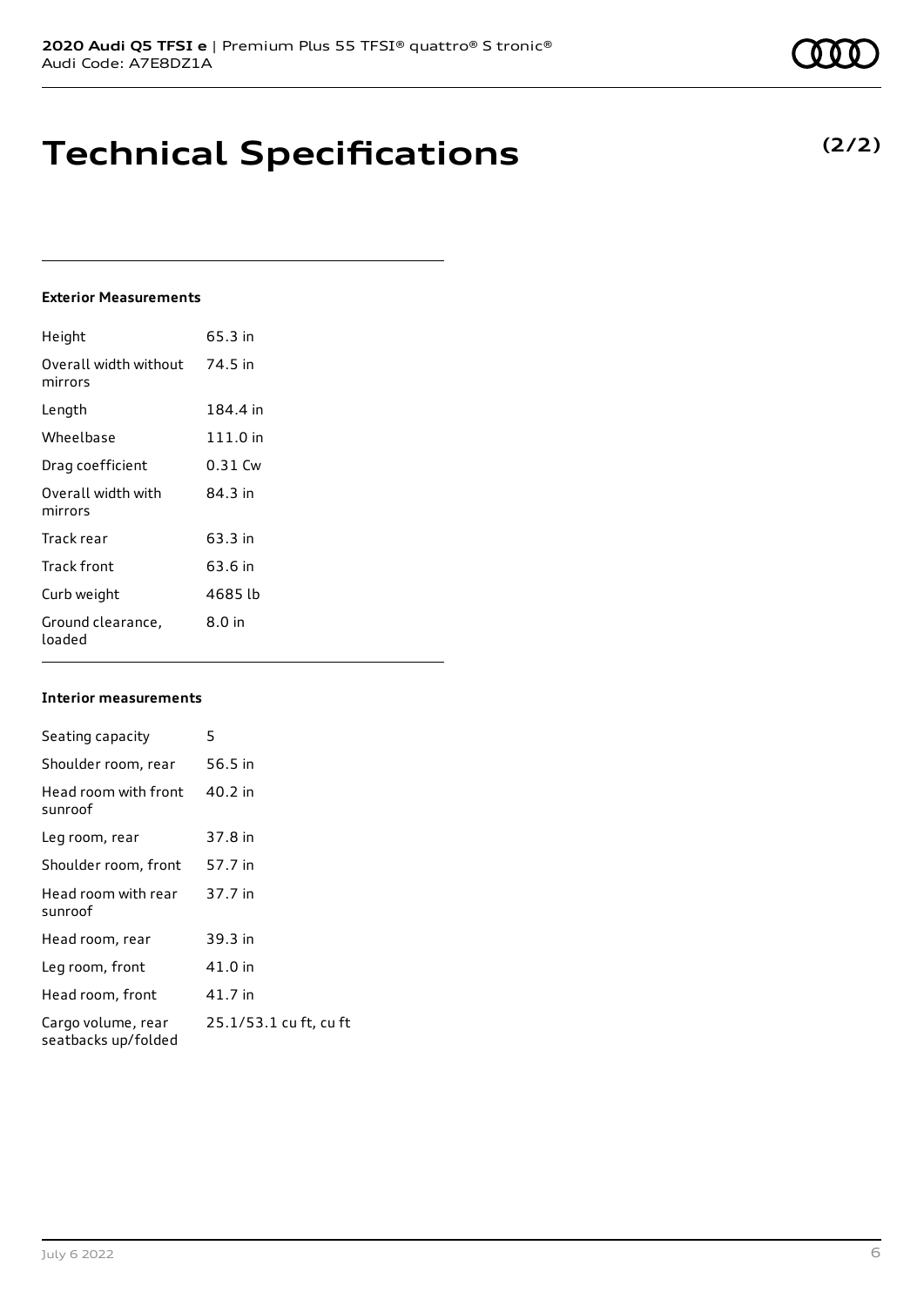# Technical Specifications

**(2/2)**

### Exterior Measurements

| | |
|---|---|
| Height | 65.3 in |
| Overall width without mirrors | 74.5 in |
| Length | 184.4 in |
| Wheelbase | 111.0 in |
| Drag coefficient | 0.31 Cw |
| Overall width with mirrors | 84.3 in |
| Track rear | 63.3 in |
| Track front | 63.6 in |
| Curb weight | 4685 lb |
| Ground clearance, loaded | 8.0 in |

### Interior measurements

| | |
|---|---|
| Seating capacity | 5 |
| Shoulder room, rear | 56.5 in |
| Head room with front sunroof | 40.2 in |
| Leg room, rear | 37.8 in |
| Shoulder room, front | 57.7 in |
| Head room with rear sunroof | 37.7 in |
| Head room, rear | 39.3 in |
| Leg room, front | 41.0 in |
| Head room, front | 41.7 in |
| Cargo volume, rear seatbacks up/folded | 25.1/53.1 cu ft, cu ft |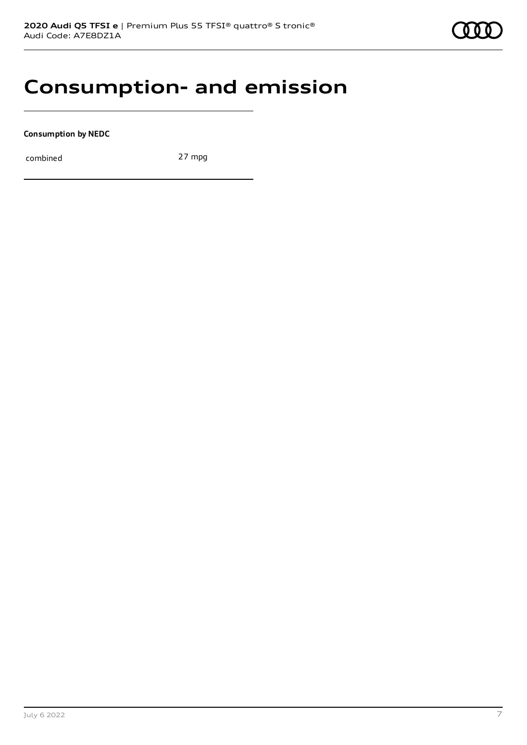# Consumption- and emission

**Consumption by NEDC**

| | |
|---|---|
| combined | 27 mpg |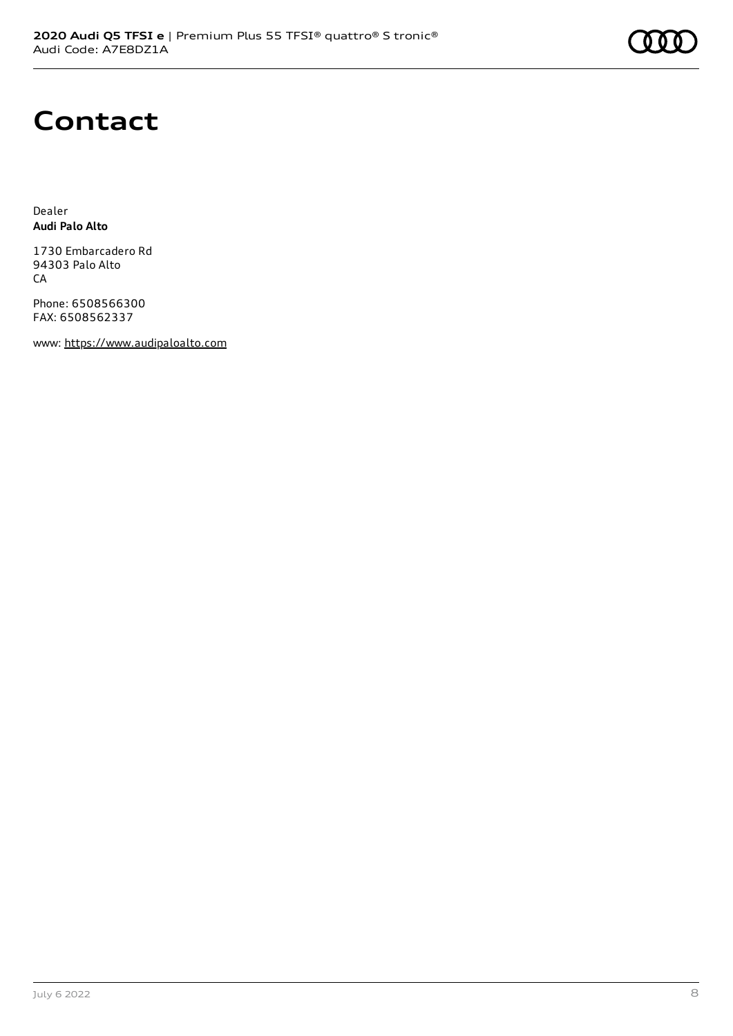# Contact

Dealer
**Audi Palo Alto**

1730 Embarcadero Rd
94303 Palo Alto
CA

Phone: 6508566300
FAX: 6508562337

www: https://www.audipaloalto.com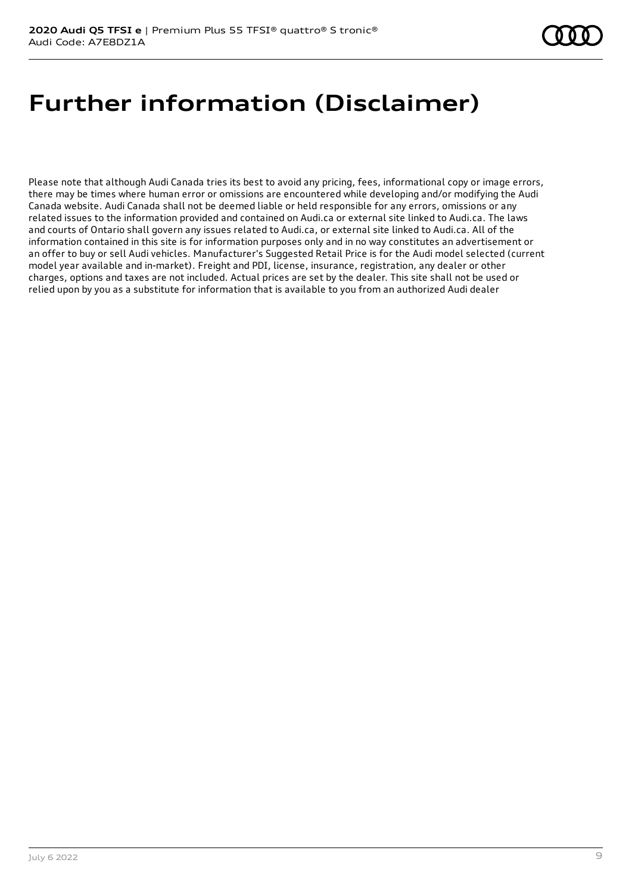# Further information (Disclaimer)

Please note that although Audi Canada tries its best to avoid any pricing, fees, informational copy or image errors, there may be times where human error or omissions are encountered while developing and/or modifying the Audi Canada website. Audi Canada shall not be deemed liable or held responsible for any errors, omissions or any related issues to the information provided and contained on Audi.ca or external site linked to Audi.ca. The laws and courts of Ontario shall govern any issues related to Audi.ca, or external site linked to Audi.ca. All of the information contained in this site is for information purposes only and in no way constitutes an advertisement or an offer to buy or sell Audi vehicles. Manufacturer's Suggested Retail Price is for the Audi model selected (current model year available and in-market). Freight and PDI, license, insurance, registration, any dealer or other charges, options and taxes are not included. Actual prices are set by the dealer. This site shall not be used or relied upon by you as a substitute for information that is available to you from an authorized Audi dealer